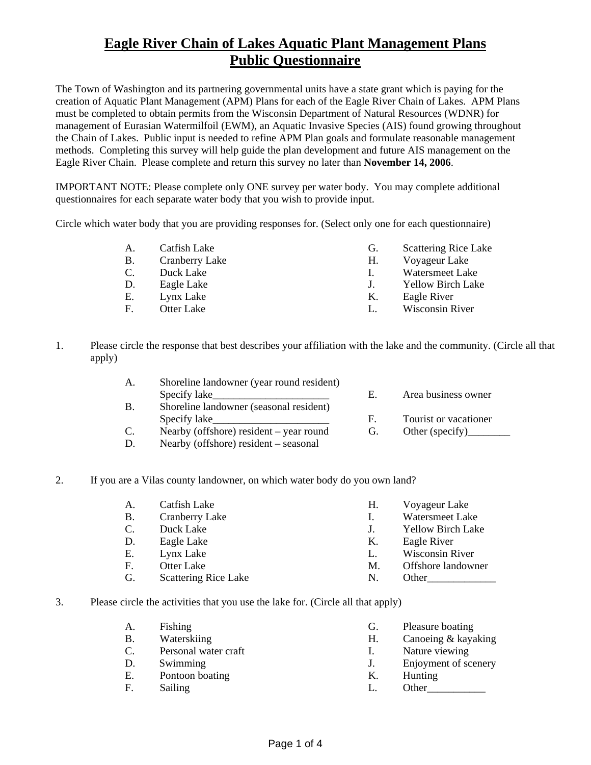# Eagle River Chain of Lakes Aquatic Plant Management Plans
# Public Questionnaire

The Town of Washington and its partnering governmental units have a state grant which is paying for the creation of Aquatic Plant Management (APM) Plans for each of the Eagle River Chain of Lakes. APM Plans must be completed to obtain permits from the Wisconsin Department of Natural Resources (WDNR) for management of Eurasian Watermilfoil (EWM), an Aquatic Invasive Species (AIS) found growing throughout the Chain of Lakes. Public input is needed to refine APM Plan goals and formulate reasonable management methods. Completing this survey will help guide the plan development and future AIS management on the Eagle River Chain. Please complete and return this survey no later than **November 14, 2006**.

IMPORTANT NOTE: Please complete only ONE survey per water body. You may complete additional questionnaires for each separate water body that you wish to provide input.

Circle which water body that you are providing responses for. (Select only one for each questionnaire)

- A. Catfish Lake
- B. Cranberry Lake
- C. Duck Lake
- D. Eagle Lake
- E. Lynx Lake
- F. Otter Lake
- G. Scattering Rice Lake
- H. Voyageur Lake
- I. Watersmeet Lake
- J. Yellow Birch Lake
- K. Eagle River
- L. Wisconsin River

1. Please circle the response that best describes your affiliation with the lake and the community. (Circle all that apply)

   - A. Shoreline landowner (year round resident) Specify lake______________________
   - B. Shoreline landowner (seasonal resident) Specify lake______________________
   - C. Nearby (offshore) resident – year round
   - D. Nearby (offshore) resident – seasonal
   - E. Area business owner
   - F. Tourist or vacationer
   - G. Other (specify)________

2. If you are a Vilas county landowner, on which water body do you own land?

   - A. Catfish Lake
   - B. Cranberry Lake
   - C. Duck Lake
   - D. Eagle Lake
   - E. Lynx Lake
   - F. Otter Lake
   - G. Scattering Rice Lake
   - H. Voyageur Lake
   - I. Watersmeet Lake
   - J. Yellow Birch Lake
   - K. Eagle River
   - L. Wisconsin River
   - M. Offshore landowner
   - N. Other_____________

3. Please circle the activities that you use the lake for. (Circle all that apply)

   - A. Fishing
   - B. Waterskiing
   - C. Personal water craft
   - D. Swimming
   - E. Pontoon boating
   - F. Sailing
   - G. Pleasure boating
   - H. Canoeing & kayaking
   - I. Nature viewing
   - J. Enjoyment of scenery
   - K. Hunting
   - L. Other___________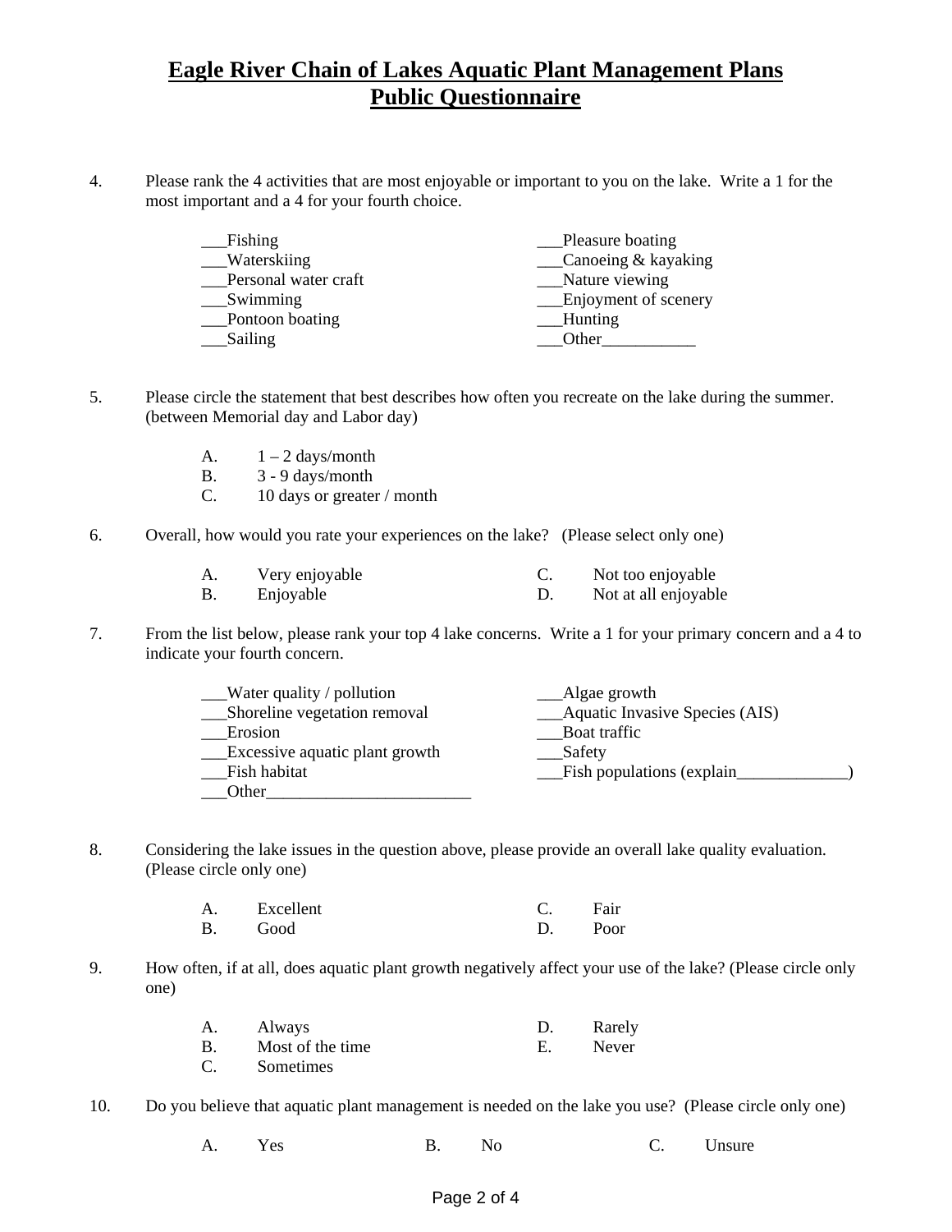# Eagle River Chain of Lakes Aquatic Plant Management Plans
# Public Questionnaire

4. Please rank the 4 activities that are most enjoyable or important to you on the lake. Write a 1 for the most important and a 4 for your fourth choice.

   ___Fishing
   ___Waterskiing
   ___Personal water craft
   ___Swimming
   ___Pontoon boating
   ___Sailing
   ___Pleasure boating
   ___Canoeing & kayaking
   ___Nature viewing
   ___Enjoyment of scenery
   ___Hunting
   ___Other___________

5. Please circle the statement that best describes how often you recreate on the lake during the summer. (between Memorial day and Labor day)

   A. 1 – 2 days/month
   B. 3 - 9 days/month
   C. 10 days or greater / month

6. Overall, how would you rate your experiences on the lake? (Please select only one)

   A. Very enjoyable
   B. Enjoyable
   C. Not too enjoyable
   D. Not at all enjoyable

7. From the list below, please rank your top 4 lake concerns. Write a 1 for your primary concern and a 4 to indicate your fourth concern.

   ___Water quality / pollution
   ___Shoreline vegetation removal
   ___Erosion
   ___Excessive aquatic plant growth
   ___Fish habitat
   ___Other________________________
   ___Algae growth
   ___Aquatic Invasive Species (AIS)
   ___Boat traffic
   ___Safety
   ___Fish populations (explain_____________)

8. Considering the lake issues in the question above, please provide an overall lake quality evaluation. (Please circle only one)

   A. Excellent
   B. Good
   C. Fair
   D. Poor

9. How often, if at all, does aquatic plant growth negatively affect your use of the lake? (Please circle only one)

   A. Always
   B. Most of the time
   C. Sometimes
   D. Rarely
   E. Never

10. Do you believe that aquatic plant management is needed on the lake you use? (Please circle only one)

    A. Yes
    B. No
    C. Unsure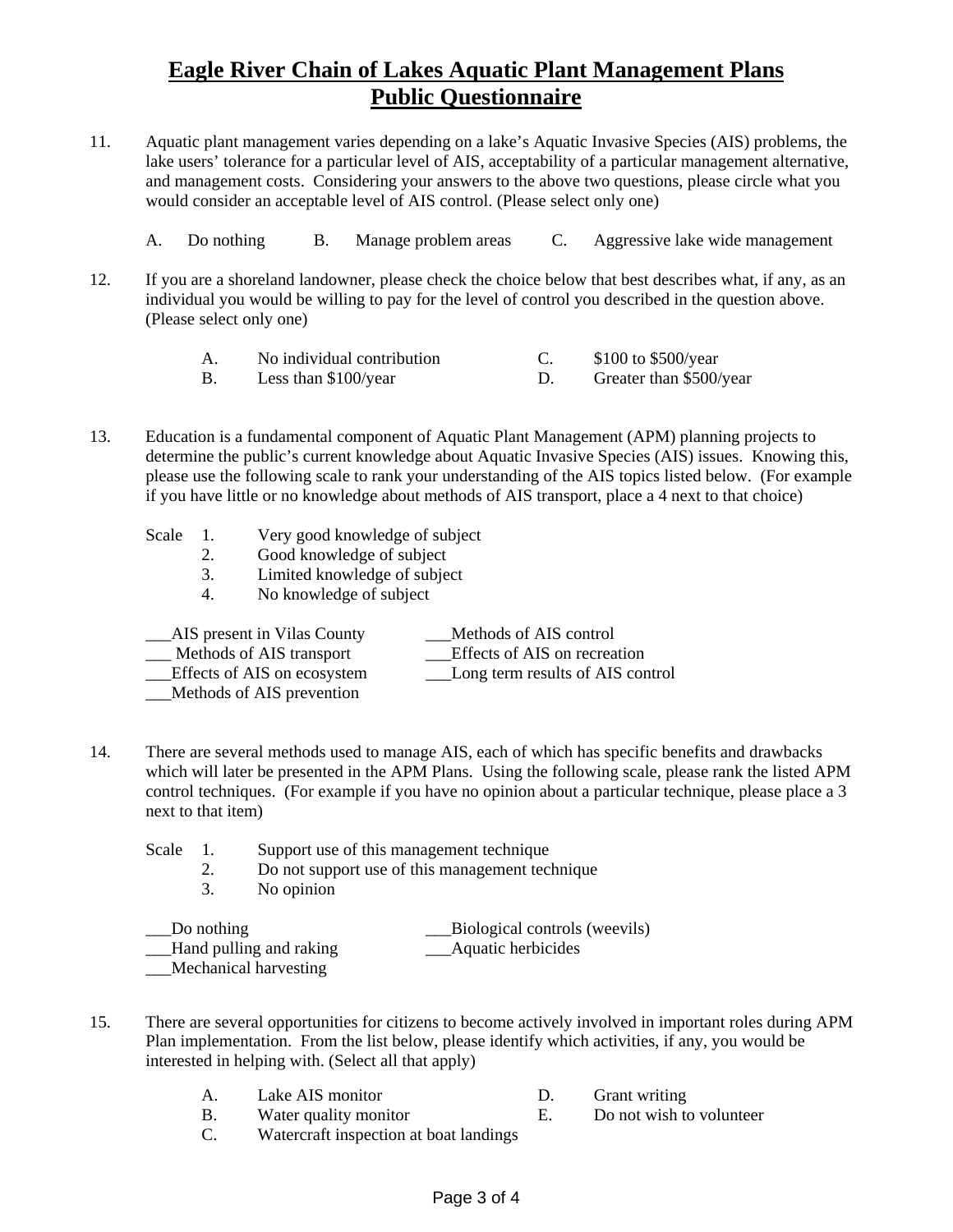# Eagle River Chain of Lakes Aquatic Plant Management Plans
# Public Questionnaire

11. Aquatic plant management varies depending on a lake's Aquatic Invasive Species (AIS) problems, the lake users' tolerance for a particular level of AIS, acceptability of a particular management alternative, and management costs. Considering your answers to the above two questions, please circle what you would consider an acceptable level of AIS control. (Please select only one)

    A. Do nothing    B. Manage problem areas    C. Aggressive lake wide management

12. If you are a shoreland landowner, please check the choice below that best describes what, if any, as an individual you would be willing to pay for the level of control you described in the question above. (Please select only one)

    A. No individual contribution
    B. Less than $100/year
    C. $100 to $500/year
    D. Greater than $500/year

13. Education is a fundamental component of Aquatic Plant Management (APM) planning projects to determine the public's current knowledge about Aquatic Invasive Species (AIS) issues. Knowing this, please use the following scale to rank your understanding of the AIS topics listed below. (For example if you have little or no knowledge about methods of AIS transport, place a 4 next to that choice)

    Scale
    1. Very good knowledge of subject
    2. Good knowledge of subject
    3. Limited knowledge of subject
    4. No knowledge of subject

    ___AIS present in Vilas County
    ___ Methods of AIS transport
    ___Effects of AIS on ecosystem
    ___Methods of AIS prevention
    ___Methods of AIS control
    ___Effects of AIS on recreation
    ___Long term results of AIS control

14. There are several methods used to manage AIS, each of which has specific benefits and drawbacks which will later be presented in the APM Plans. Using the following scale, please rank the listed APM control techniques. (For example if you have no opinion about a particular technique, please place a 3 next to that item)

    Scale
    1. Support use of this management technique
    2. Do not support use of this management technique
    3. No opinion

    ___Do nothing
    ___Hand pulling and raking
    ___Mechanical harvesting
    ___Biological controls (weevils)
    ___Aquatic herbicides

15. There are several opportunities for citizens to become actively involved in important roles during APM Plan implementation. From the list below, please identify which activities, if any, you would be interested in helping with. (Select all that apply)

    A. Lake AIS monitor
    B. Water quality monitor
    C. Watercraft inspection at boat landings
    D. Grant writing
    E. Do not wish to volunteer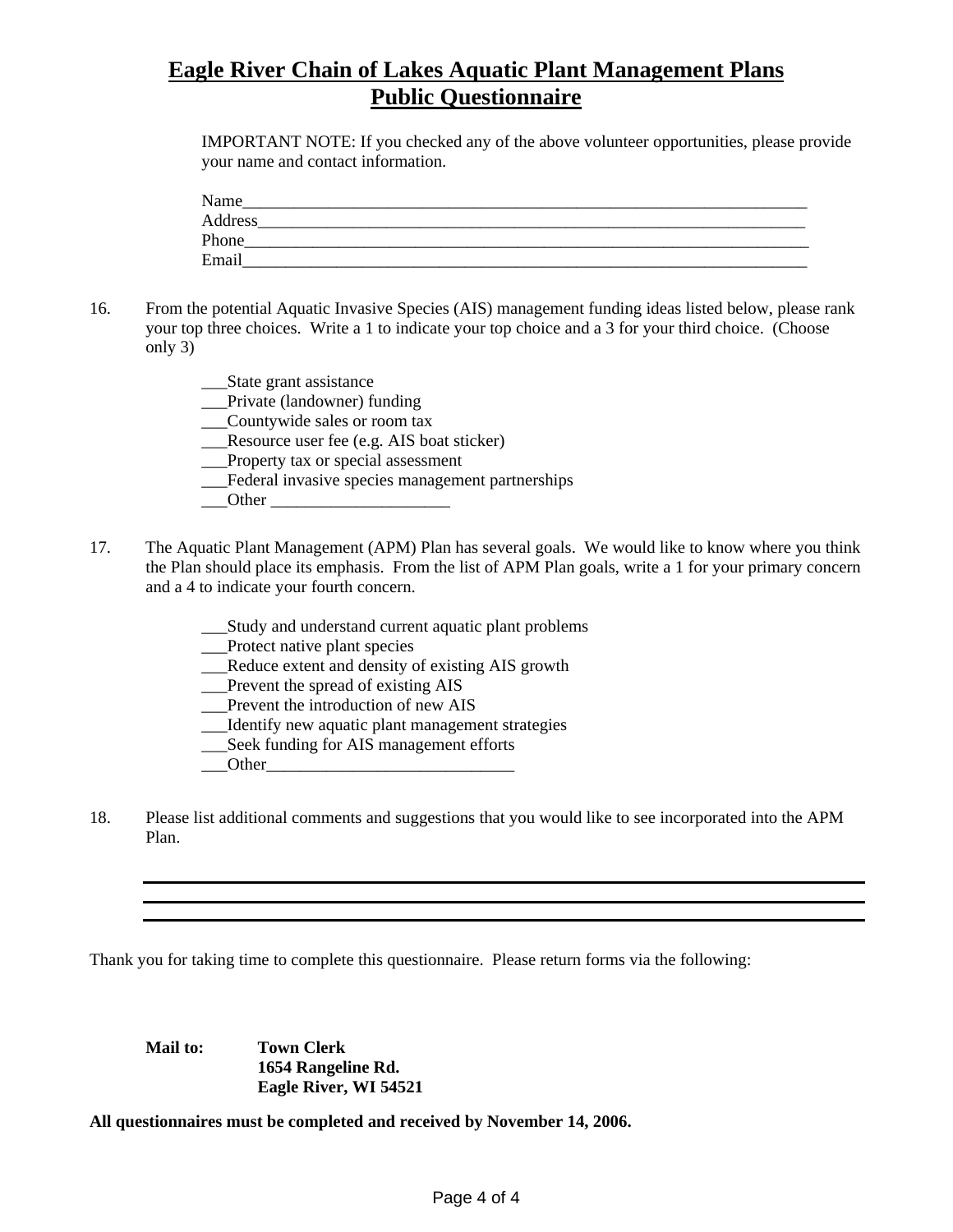# Eagle River Chain of Lakes Aquatic Plant Management Plans
## Public Questionnaire

IMPORTANT NOTE: If you checked any of the above volunteer opportunities, please provide your name and contact information.

Name_______________________________________________________________________
Address_____________________________________________________________________
Phone_______________________________________________________________________
Email_______________________________________________________________________

16. From the potential Aquatic Invasive Species (AIS) management funding ideas listed below, please rank your top three choices. Write a 1 to indicate your top choice and a 3 for your third choice. (Choose only 3)

    ___State grant assistance
    ___Private (landowner) funding
    ___Countywide sales or room tax
    ___Resource user fee (e.g. AIS boat sticker)
    ___Property tax or special assessment
    ___Federal invasive species management partnerships
    ___Other _____________________

17. The Aquatic Plant Management (APM) Plan has several goals. We would like to know where you think the Plan should place its emphasis. From the list of APM Plan goals, write a 1 for your primary concern and a 4 to indicate your fourth concern.

    ___Study and understand current aquatic plant problems
    ___Protect native plant species
    ___Reduce extent and density of existing AIS growth
    ___Prevent the spread of existing AIS
    ___Prevent the introduction of new AIS
    ___Identify new aquatic plant management strategies
    ___Seek funding for AIS management efforts
    ___Other______________________________

18. Please list additional comments and suggestions that you would like to see incorporated into the APM Plan.

    ______________________________________________________________________________
    ______________________________________________________________________________
    ______________________________________________________________________________

Thank you for taking time to complete this questionnaire. Please return forms via the following:

**Mail to:** **Town Clerk**
**1654 Rangeline Rd.**
**Eagle River, WI 54521**

**All questionnaires must be completed and received by November 14, 2006.**